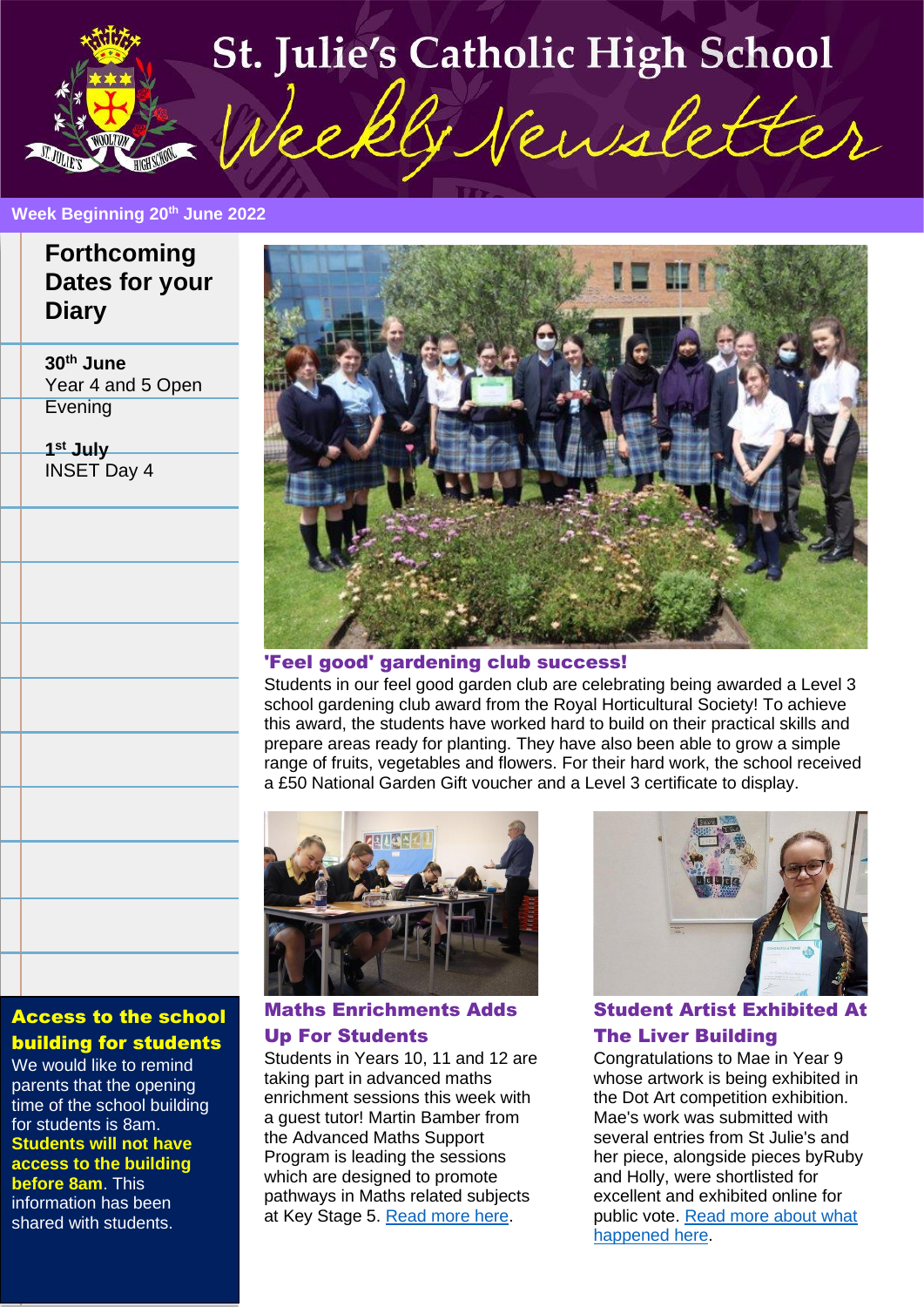# St. Julie's Catholic High School

## Weekly Newsletter

**Week Beginning 20th June 2022**

## Forthcoming Dates for your Diary

**30th June**
Year 4 and 5 Open Evening

**1st July**
INSET Day 4

### Access to the school building for students

We would like to remind parents that the opening time of the school building for students is 8am. **Students will not have access to the building before 8am**. This information has been shared with students.

### 'Feel good' gardening club success!

Students in our feel good garden club are celebrating being awarded a Level 3 school gardening club award from the Royal Horticultural Society! To achieve this award, the students have worked hard to build on their practical skills and prepare areas ready for planting. They have also been able to grow a simple range of fruits, vegetables and flowers. For their hard work, the school received a £50 National Garden Gift voucher and a Level 3 certificate to display.

### Maths Enrichments Adds Up For Students

Students in Years 10, 11 and 12 are taking part in advanced maths enrichment sessions this week with a guest tutor! Martin Bamber from the Advanced Maths Support Program is leading the sessions which are designed to promote pathways in Maths related subjects at Key Stage 5. Read more here.

### Student Artist Exhibited At The Liver Building

Congratulations to Mae in Year 9 whose artwork is being exhibited in the Dot Art competition exhibition. Mae's work was submitted with several entries from St Julie's and her piece, alongside pieces byRuby and Holly, were shortlisted for excellent and exhibited online for public vote. Read more about what happened here.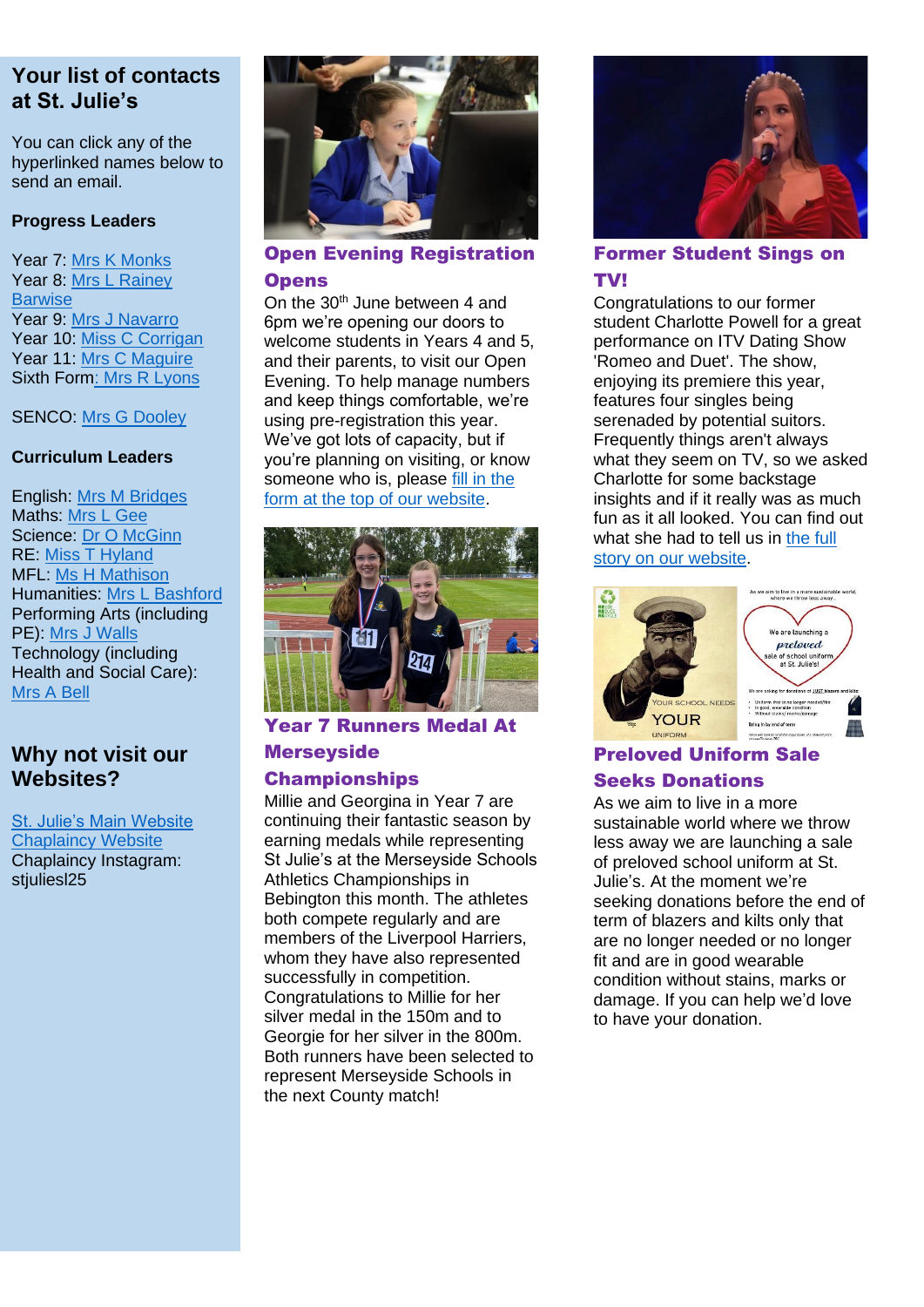## Your list of contacts at St. Julie's

You can click any of the hyperlinked names below to send an email.

**Progress Leaders**

Year 7: Mrs K Monks
Year 8: Mrs L Rainey Barwise
Year 9: Mrs J Navarro
Year 10: Miss C Corrigan
Year 11: Mrs C Maguire
Sixth Form: Mrs R Lyons

SENCO: Mrs G Dooley

**Curriculum Leaders**

English: Mrs M Bridges
Maths: Mrs L Gee
Science: Dr O McGinn
RE: Miss T Hyland
MFL: Ms H Mathison
Humanities: Mrs L Bashford
Performing Arts (including PE): Mrs J Walls
Technology (including Health and Social Care): Mrs A Bell

## Why not visit our Websites?

St. Julie's Main Website
Chaplaincy Website
Chaplaincy Instagram: stjuliesl25

### Open Evening Registration Opens

On the 30th June between 4 and 6pm we're opening our doors to welcome students in Years 4 and 5, and their parents, to visit our Open Evening. To help manage numbers and keep things comfortable, we're using pre-registration this year. We've got lots of capacity, but if you're planning on visiting, or know someone who is, please fill in the form at the top of our website.

### Year 7 Runners Medal At Merseyside Championships

Millie and Georgina in Year 7 are continuing their fantastic season by earning medals while representing St Julie's at the Merseyside Schools Athletics Championships in Bebington this month. The athletes both compete regularly and are members of the Liverpool Harriers, whom they have also represented successfully in competition. Congratulations to Millie for her silver medal in the 150m and to Georgie for her silver in the 800m. Both runners have been selected to represent Merseyside Schools in the next County match!

### Former Student Sings on TV!

Congratulations to our former student Charlotte Powell for a great performance on ITV Dating Show 'Romeo and Duet'. The show, enjoying its premiere this year, features four singles being serenaded by potential suitors. Frequently things aren't always what they seem on TV, so we asked Charlotte for some backstage insights and if it really was as much fun as it all looked. You can find out what she had to tell us in the full story on our website.

### Preloved Uniform Sale Seeks Donations

As we aim to live in a more sustainable world where we throw less away we are launching a sale of preloved school uniform at St. Julie's. At the moment we're seeking donations before the end of term of blazers and kilts only that are no longer needed or no longer fit and are in good wearable condition without stains, marks or damage. If you can help we'd love to have your donation.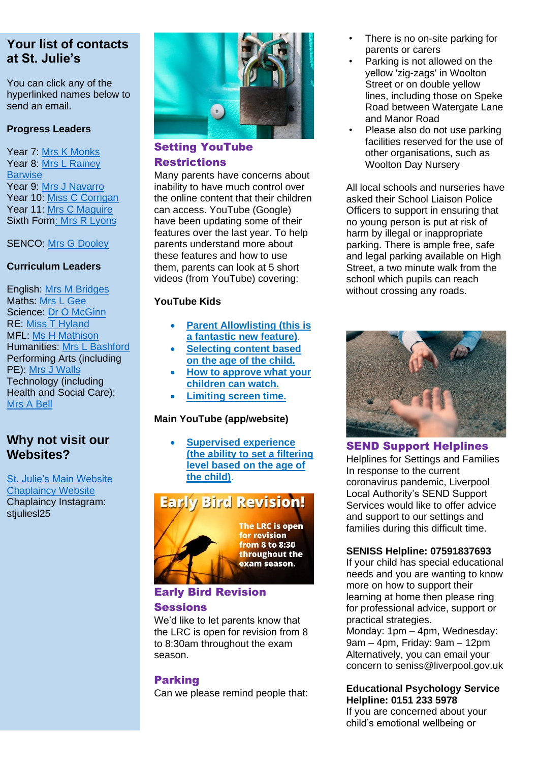## Your list of contacts at St. Julie's

You can click any of the hyperlinked names below to send an email.

**Progress Leaders**

Year 7: Mrs K Monks
Year 8: Mrs L Rainey Barwise
Year 9: Mrs J Navarro
Year 10: Miss C Corrigan
Year 11: Mrs C Maguire
Sixth Form: Mrs R Lyons

SENCO: Mrs G Dooley

**Curriculum Leaders**

English: Mrs M Bridges
Maths: Mrs L Gee
Science: Dr O McGinn
RE: Miss T Hyland
MFL: Ms H Mathison
Humanities: Mrs L Bashford
Performing Arts (including PE): Mrs J Walls
Technology (including Health and Social Care): Mrs A Bell

## Why not visit our Websites?

St. Julie's Main Website
Chaplaincy Website
Chaplaincy Instagram: stjuliesl25

## Setting YouTube Restrictions

Many parents have concerns about inability to have much control over the online content that their children can access. YouTube (Google) have been updating some of their features over the last year. To help parents understand more about these features and how to use them, parents can look at 5 short videos (from YouTube) covering:

**YouTube Kids**

- **Parent Allowlisting (this is a fantastic new feature)**.
- **Selecting content based on the age of the child.**
- **How to approve what your children can watch.**
- **Limiting screen time.**

**Main YouTube (app/website)**

- **Supervised experience (the ability to set a filtering level based on the age of the child)**.

Early Bird Revision! The LRC is open for revision from 8 to 8:30 throughout the exam season.

## Early Bird Revision Sessions

We'd like to let parents know that the LRC is open for revision from 8 to 8:30am throughout the exam season.

## Parking

Can we please remind people that:

- There is no on-site parking for parents or carers
- Parking is not allowed on the yellow 'zig-zags' in Woolton Street or on double yellow lines, including those on Speke Road between Watergate Lane and Manor Road
- Please also do not use parking facilities reserved for the use of other organisations, such as Woolton Day Nursery

All local schools and nurseries have asked their School Liaison Police Officers to support in ensuring that no young person is put at risk of harm by illegal or inappropriate parking. There is ample free, safe and legal parking available on High Street, a two minute walk from the school which pupils can reach without crossing any roads.

## SEND Support Helplines

Helplines for Settings and Families
In response to the current coronavirus pandemic, Liverpool Local Authority's SEND Support Services would like to offer advice and support to our settings and families during this difficult time.

**SENISS Helpline: 07591837693**
If your child has special educational needs and you are wanting to know more on how to support their learning at home then please ring for professional advice, support or practical strategies.
Monday: 1pm – 4pm, Wednesday: 9am – 4pm, Friday: 9am – 12pm
Alternatively, you can email your concern to seniss@liverpool.gov.uk

**Educational Psychology Service Helpline: 0151 233 5978**
If you are concerned about your child's emotional wellbeing or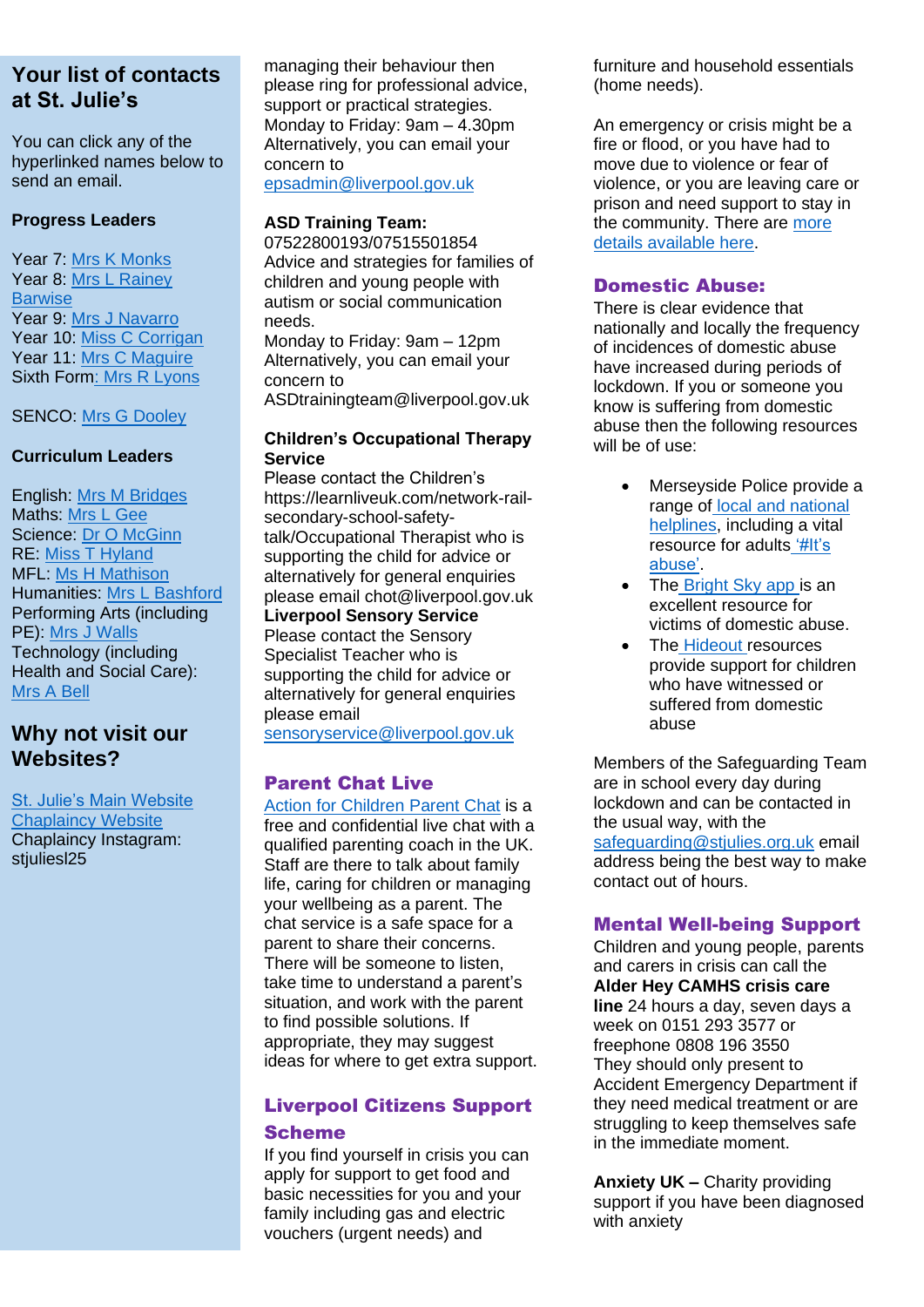## Your list of contacts at St. Julie's

You can click any of the hyperlinked names below to send an email.

**Progress Leaders**

Year 7: Mrs K Monks
Year 8: Mrs L Rainey Barwise
Year 9: Mrs J Navarro
Year 10: Miss C Corrigan
Year 11: Mrs C Maguire
Sixth Form: Mrs R Lyons

SENCO: Mrs G Dooley

**Curriculum Leaders**

English: Mrs M Bridges
Maths: Mrs L Gee
Science: Dr O McGinn
RE: Miss T Hyland
MFL: Ms H Mathison
Humanities: Mrs L Bashford
Performing Arts (including PE): Mrs J Walls
Technology (including Health and Social Care): Mrs A Bell

## Why not visit our Websites?

St. Julie's Main Website
Chaplaincy Website
Chaplaincy Instagram: stjuliesl25

managing their behaviour then please ring for professional advice, support or practical strategies.
Monday to Friday: 9am – 4.30pm
Alternatively, you can email your concern to epsadmin@liverpool.gov.uk

**ASD Training Team:**
07522800193/07515501854
Advice and strategies for families of children and young people with autism or social communication needs.
Monday to Friday: 9am – 12pm
Alternatively, you can email your concern to ASDtrainingteam@liverpool.gov.uk

**Children's Occupational Therapy Service**
Please contact the Children's https://learnliveuk.com/network-rail-secondary-school-safety-talk/Occupational Therapist who is supporting the child for advice or alternatively for general enquiries please email chot@liverpool.gov.uk
**Liverpool Sensory Service**
Please contact the Sensory Specialist Teacher who is supporting the child for advice or alternatively for general enquiries please email sensoryservice@liverpool.gov.uk

### Parent Chat Live

Action for Children Parent Chat is a free and confidential live chat with a qualified parenting coach in the UK. Staff are there to talk about family life, caring for children or managing your wellbeing as a parent. The chat service is a safe space for a parent to share their concerns. There will be someone to listen, take time to understand a parent's situation, and work with the parent to find possible solutions. If appropriate, they may suggest ideas for where to get extra support.

### Liverpool Citizens Support Scheme

If you find yourself in crisis you can apply for support to get food and basic necessities for you and your family including gas and electric vouchers (urgent needs) and furniture and household essentials (home needs).

An emergency or crisis might be a fire or flood, or you have had to move due to violence or fear of violence, or you are leaving care or prison and need support to stay in the community. There are more details available here.

### Domestic Abuse:

There is clear evidence that nationally and locally the frequency of incidences of domestic abuse have increased during periods of lockdown. If you or someone you know is suffering from domestic abuse then the following resources will be of use:

- Merseyside Police provide a range of local and national helplines, including a vital resource for adults '#It's abuse'.
- The Bright Sky app is an excellent resource for victims of domestic abuse.
- The Hideout resources provide support for children who have witnessed or suffered from domestic abuse

Members of the Safeguarding Team are in school every day during lockdown and can be contacted in the usual way, with the safeguarding@stjulies.org.uk email address being the best way to make contact out of hours.

### Mental Well-being Support

Children and young people, parents and carers in crisis can call the **Alder Hey CAMHS crisis care line** 24 hours a day, seven days a week on 0151 293 3577 or freephone 0808 196 3550
They should only present to Accident Emergency Department if they need medical treatment or are struggling to keep themselves safe in the immediate moment.

**Anxiety UK –** Charity providing support if you have been diagnosed with anxiety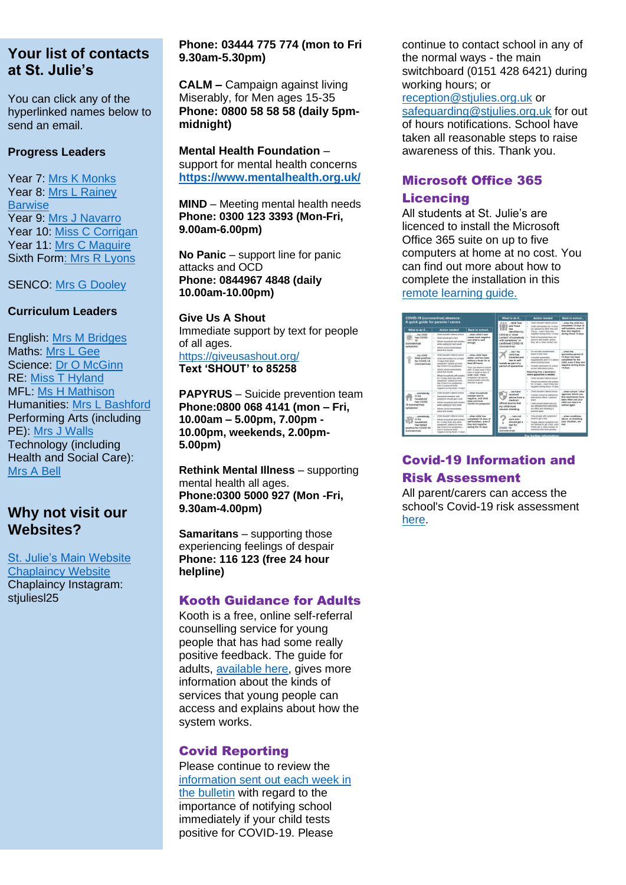## Your list of contacts at St. Julie's

You can click any of the hyperlinked names below to send an email.

**Progress Leaders**

Year 7: Mrs K Monks
Year 8: Mrs L Rainey Barwise
Year 9: Mrs J Navarro
Year 10: Miss C Corrigan
Year 11: Mrs C Maguire
Sixth Form: Mrs R Lyons

SENCO: Mrs G Dooley

**Curriculum Leaders**

English: Mrs M Bridges
Maths: Mrs L Gee
Science: Dr O McGinn
RE: Miss T Hyland
MFL: Ms H Mathison
Humanities: Mrs L Bashford
Performing Arts (including PE): Mrs J Walls
Technology (including Health and Social Care): Mrs A Bell

## Why not visit our Websites?

St. Julie's Main Website
Chaplaincy Website
Chaplaincy Instagram: stjuliesl25

**Phone: 03444 775 774 (mon to Fri 9.30am-5.30pm)**

**CALM –** Campaign against living Miserably, for Men ages 15-35
**Phone: 0800 58 58 58 (daily 5pm-midnight)**

**Mental Health Foundation** – support for mental health concerns
**https://www.mentalhealth.org.uk/**

**MIND** – Meeting mental health needs
**Phone: 0300 123 3393 (Mon-Fri, 9.00am-6.00pm)**

**No Panic** – support line for panic attacks and OCD
**Phone: 0844967 4848 (daily 10.00am-10.00pm)**

**Give Us A Shout**
Immediate support by text for people of all ages.
https://giveusashout.org/
**Text 'SHOUT' to 85258**

**PAPYRUS** – Suicide prevention team
**Phone:0800 068 4141 (mon – Fri, 10.00am – 5.00pm, 7.00pm - 10.00pm, weekends, 2.00pm-5.00pm)**

**Rethink Mental Illness** – supporting mental health all ages.
**Phone:0300 5000 927 (Mon -Fri, 9.30am-4.00pm)**

**Samaritans** – supporting those experiencing feelings of despair
**Phone: 116 123 (free 24 hour helpline)**

## Kooth Guidance for Adults

Kooth is a free, online self-referral counselling service for young people that has had some really positive feedback. The guide for adults, available here, gives more information about the kinds of services that young people can access and explains about how the system works.

## Covid Reporting

Please continue to review the information sent out each week in the bulletin with regard to the importance of notifying school immediately if your child tests positive for COVID-19. Please continue to contact school in any of the normal ways - the main switchboard (0151 428 6421) during working hours; or reception@stjulies.org.uk or safeguarding@stjulies.org.uk for out of hours notifications. School have taken all reasonable steps to raise awareness of this. Thank you.

## Microsoft Office 365 Licencing

All students at St. Julie's are licenced to install the Microsoft Office 365 suite on up to five computers at home at no cost. You can find out more about how to complete the installation in this remote learning guide.

## Covid-19 Information and Risk Assessment

All parent/carers can access the school's Covid-19 risk assessment here.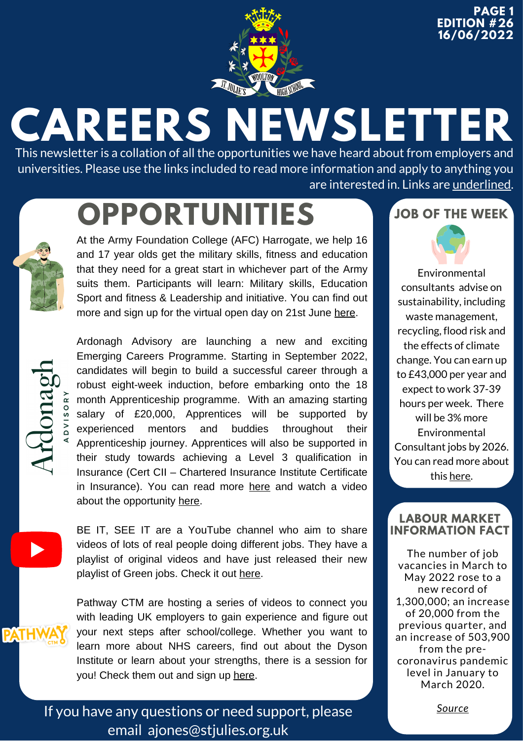# CAREERS NEWSLETTER

PAGE 1
EDITION #26
16/06/2022

This newsletter is a collation of all the opportunities we have heard about from employers and universities. Please use the links included to read more information and apply to anything you are interested in. Links are underlined.

## OPPORTUNITIES

At the Army Foundation College (AFC) Harrogate, we help 16 and 17 year olds get the military skills, fitness and education that they need for a great start in whichever part of the Army suits them. Participants will learn: Military skills, Education Sport and fitness & Leadership and initiative. You can find out more and sign up for the virtual open day on 21st June here.

Ardonagh Advisory are launching a new and exciting Emerging Careers Programme. Starting in September 2022, candidates will begin to build a successful career through a robust eight-week induction, before embarking onto the 18 month Apprenticeship programme. With an amazing starting salary of £20,000, Apprentices will be supported by experienced mentors and buddies throughout their Apprenticeship journey. Apprentices will also be supported in their study towards achieving a Level 3 qualification in Insurance (Cert CII – Chartered Insurance Institute Certificate in Insurance). You can read more here and watch a video about the opportunity here.

BE IT, SEE IT are a YouTube channel who aim to share videos of lots of real people doing different jobs. They have a playlist of original videos and have just released their new playlist of Green jobs. Check it out here.

Pathway CTM are hosting a series of videos to connect you with leading UK employers to gain experience and figure out your next steps after school/college. Whether you want to learn more about NHS careers, find out about the Dyson Institute or learn about your strengths, there is a session for you! Check them out and sign up here.

## JOB OF THE WEEK

Environmental consultants advise on sustainability, including waste management, recycling, flood risk and the effects of climate change. You can earn up to £43,000 per year and expect to work 37-39 hours per week. There will be 3% more Environmental Consultant jobs by 2026. You can read more about this here.

## LABOUR MARKET INFORMATION FACT

The number of job vacancies in March to May 2022 rose to a new record of 1,300,000; an increase of 20,000 from the previous quarter, and an increase of 503,900 from the pre-coronavirus pandemic level in January to March 2020.

*Source*

If you have any questions or need support, please email ajones@stjulies.org.uk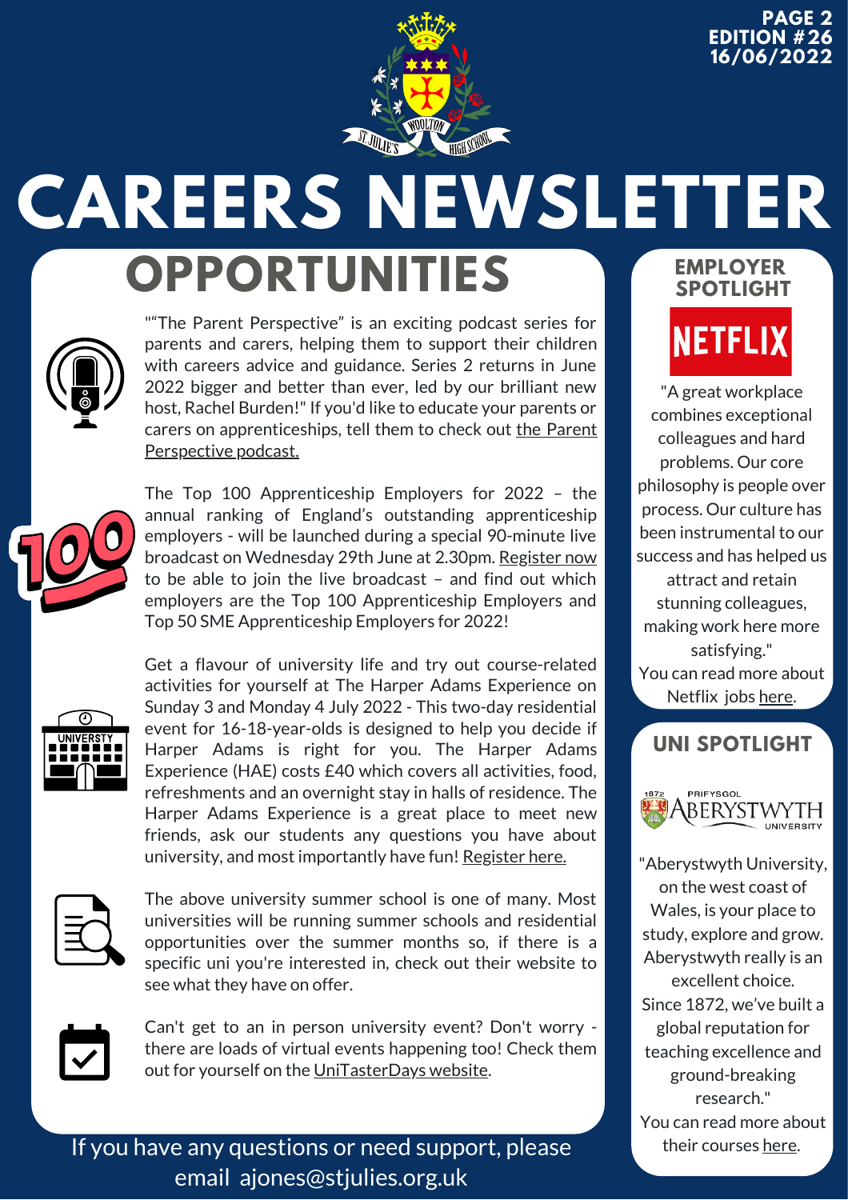# CAREERS NEWSLETTER

## OPPORTUNITIES

""The Parent Perspective" is an exciting podcast series for parents and carers, helping them to support their children with careers advice and guidance. Series 2 returns in June 2022 bigger and better than ever, led by our brilliant new host, Rachel Burden!" If you'd like to educate your parents or carers on apprenticeships, tell them to check out the Parent Perspective podcast.

The Top 100 Apprenticeship Employers for 2022 – the annual ranking of England's outstanding apprenticeship employers - will be launched during a special 90-minute live broadcast on Wednesday 29th June at 2.30pm. Register now to be able to join the live broadcast – and find out which employers are the Top 100 Apprenticeship Employers and Top 50 SME Apprenticeship Employers for 2022!

Get a flavour of university life and try out course-related activities for yourself at The Harper Adams Experience on Sunday 3 and Monday 4 July 2022 - This two-day residential event for 16-18-year-olds is designed to help you decide if Harper Adams is right for you. The Harper Adams Experience (HAE) costs £40 which covers all activities, food, refreshments and an overnight stay in halls of residence. The Harper Adams Experience is a great place to meet new friends, ask our students any questions you have about university, and most importantly have fun! Register here.

The above university summer school is one of many. Most universities will be running summer schools and residential opportunities over the summer months so, if there is a specific uni you're interested in, check out their website to see what they have on offer.

Can't get to an in person university event? Don't worry - there are loads of virtual events happening too! Check them out for yourself on the UniTasterDays website.

## EMPLOYER SPOTLIGHT

NETFLIX

"A great workplace combines exceptional colleagues and hard problems. Our core philosophy is people over process. Our culture has been instrumental to our success and has helped us attract and retain stunning colleagues, making work here more satisfying."

You can read more about Netflix jobs here.

## UNI SPOTLIGHT

1872 PRIFYSGOL ABERYSTWYTH UNIVERSITY

"Aberystwyth University, on the west coast of Wales, is your place to study, explore and grow. Aberystwyth really is an excellent choice. Since 1872, we've built a global reputation for teaching excellence and ground-breaking research."

You can read more about their courses here.

If you have any questions or need support, please email ajones@stjulies.org.uk